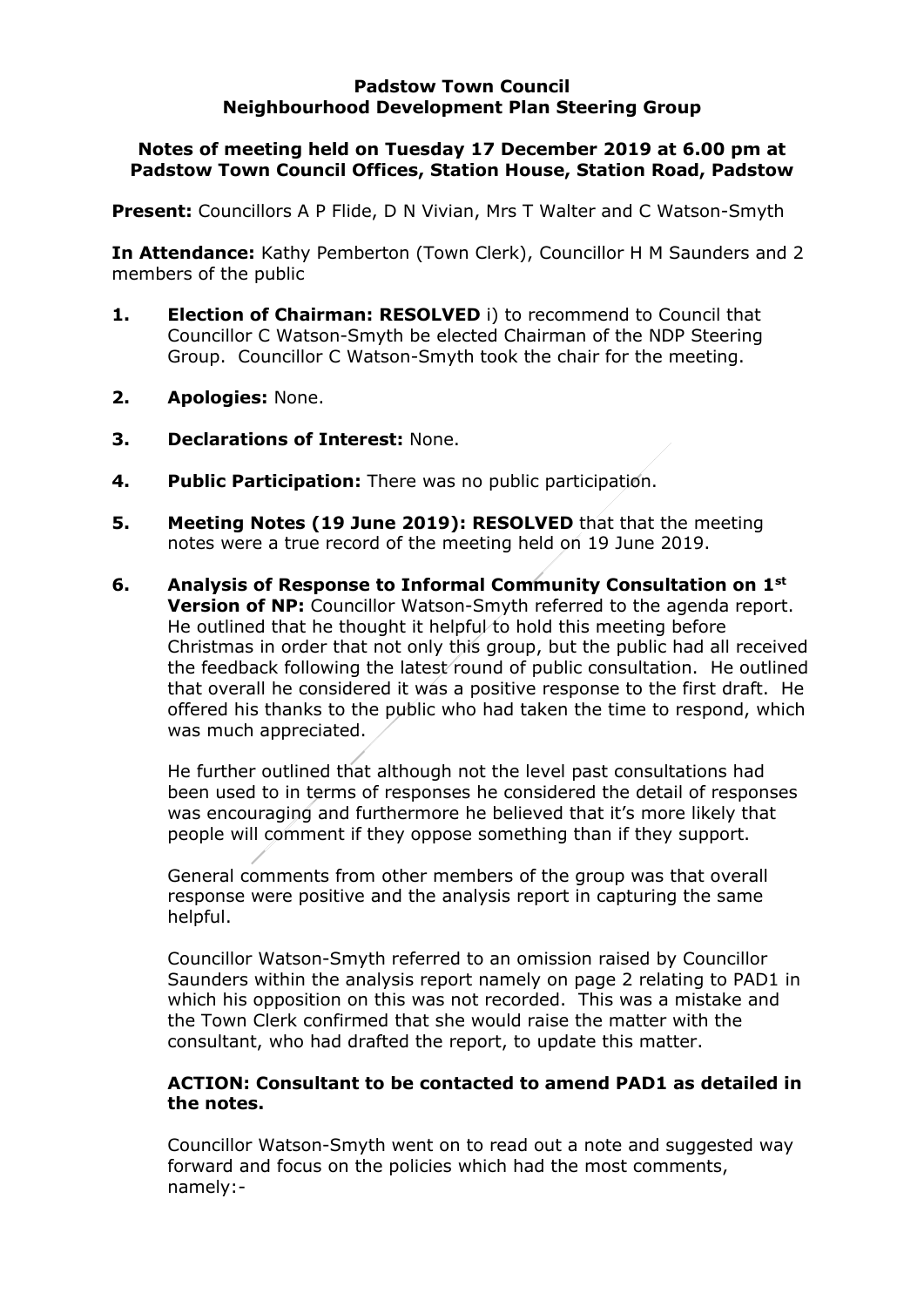**Padstow Town Council**
**Neighbourhood Development Plan Steering Group**

**Notes of meeting held on Tuesday 17 December 2019 at 6.00 pm at Padstow Town Council Offices, Station House, Station Road, Padstow**

**Present:** Councillors A P Flide, D N Vivian, Mrs T Walter and C Watson-Smyth

**In Attendance:** Kathy Pemberton (Town Clerk), Councillor H M Saunders and 2 members of the public

1. **Election of Chairman: RESOLVED** i) to recommend to Council that Councillor C Watson-Smyth be elected Chairman of the NDP Steering Group. Councillor C Watson-Smyth took the chair for the meeting.

2. **Apologies:** None.

3. **Declarations of Interest:** None.

4. **Public Participation:** There was no public participation.

5. **Meeting Notes (19 June 2019): RESOLVED** that that the meeting notes were a true record of the meeting held on 19 June 2019.

6. **Analysis of Response to Informal Community Consultation on 1st Version of NP:** Councillor Watson-Smyth referred to the agenda report. He outlined that he thought it helpful to hold this meeting before Christmas in order that not only this group, but the public had all received the feedback following the latest round of public consultation. He outlined that overall he considered it was a positive response to the first draft. He offered his thanks to the public who had taken the time to respond, which was much appreciated.

   He further outlined that although not the level past consultations had been used to in terms of responses he considered the detail of responses was encouraging and furthermore he believed that it's more likely that people will comment if they oppose something than if they support.

   General comments from other members of the group was that overall response were positive and the analysis report in capturing the same helpful.

   Councillor Watson-Smyth referred to an omission raised by Councillor Saunders within the analysis report namely on page 2 relating to PAD1 in which his opposition on this was not recorded. This was a mistake and the Town Clerk confirmed that she would raise the matter with the consultant, who had drafted the report, to update this matter.

   **ACTION: Consultant to be contacted to amend PAD1 as detailed in the notes.**

   Councillor Watson-Smyth went on to read out a note and suggested way forward and focus on the policies which had the most comments, namely:-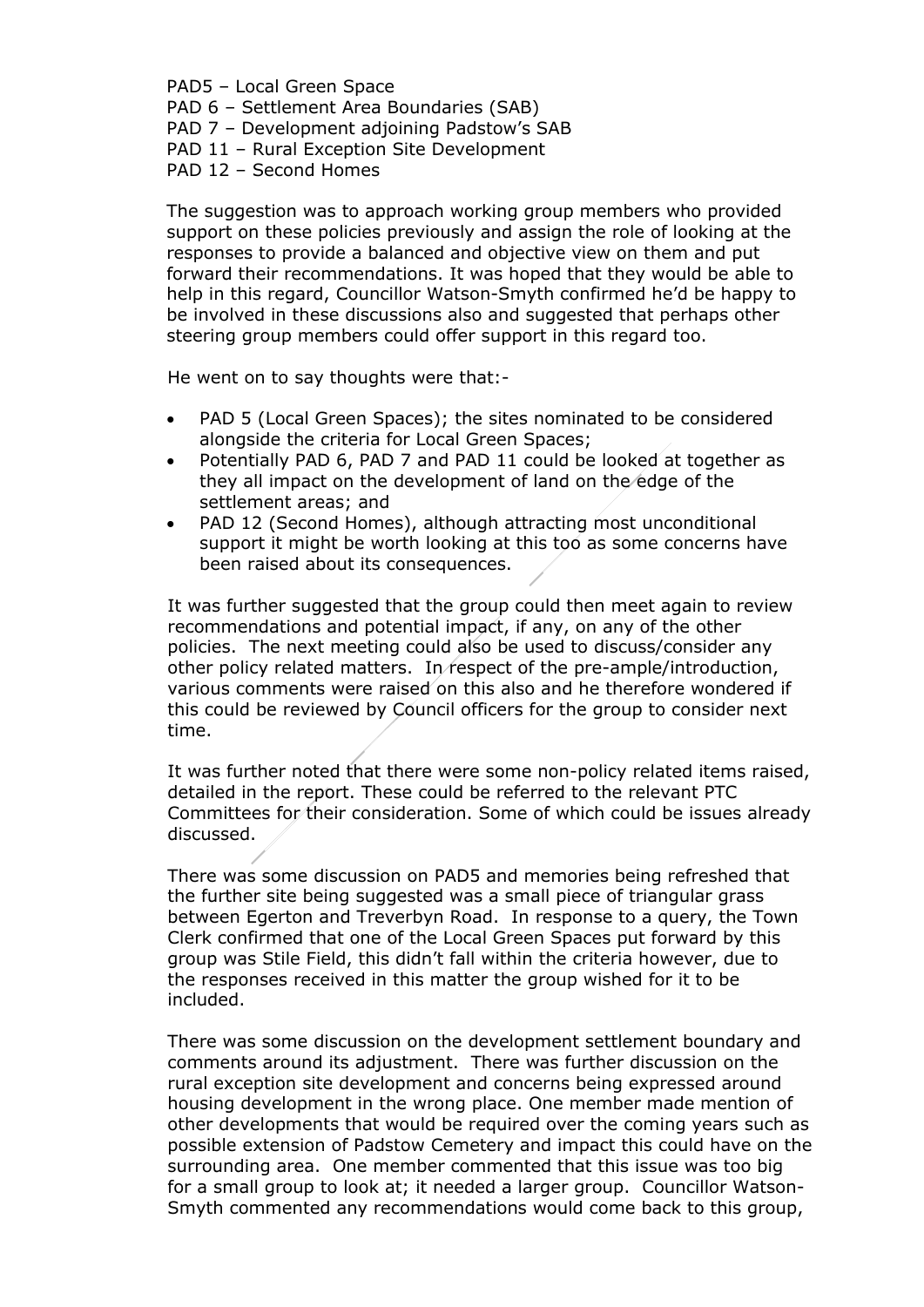PAD5 – Local Green Space
PAD 6 – Settlement Area Boundaries (SAB)
PAD 7 – Development adjoining Padstow's SAB
PAD 11 – Rural Exception Site Development
PAD 12 – Second Homes

The suggestion was to approach working group members who provided support on these policies previously and assign the role of looking at the responses to provide a balanced and objective view on them and put forward their recommendations. It was hoped that they would be able to help in this regard, Councillor Watson-Smyth confirmed he'd be happy to be involved in these discussions also and suggested that perhaps other steering group members could offer support in this regard too.

He went on to say thoughts were that:-

- PAD 5 (Local Green Spaces); the sites nominated to be considered alongside the criteria for Local Green Spaces;
- Potentially PAD 6, PAD 7 and PAD 11 could be looked at together as they all impact on the development of land on the edge of the settlement areas; and
- PAD 12 (Second Homes), although attracting most unconditional support it might be worth looking at this too as some concerns have been raised about its consequences.

It was further suggested that the group could then meet again to review recommendations and potential impact, if any, on any of the other policies. The next meeting could also be used to discuss/consider any other policy related matters. In respect of the pre-ample/introduction, various comments were raised on this also and he therefore wondered if this could be reviewed by Council officers for the group to consider next time.

It was further noted that there were some non-policy related items raised, detailed in the report. These could be referred to the relevant PTC Committees for their consideration. Some of which could be issues already discussed.

There was some discussion on PAD5 and memories being refreshed that the further site being suggested was a small piece of triangular grass between Egerton and Treverbyn Road. In response to a query, the Town Clerk confirmed that one of the Local Green Spaces put forward by this group was Stile Field, this didn't fall within the criteria however, due to the responses received in this matter the group wished for it to be included.

There was some discussion on the development settlement boundary and comments around its adjustment. There was further discussion on the rural exception site development and concerns being expressed around housing development in the wrong place. One member made mention of other developments that would be required over the coming years such as possible extension of Padstow Cemetery and impact this could have on the surrounding area. One member commented that this issue was too big for a small group to look at; it needed a larger group. Councillor Watson-Smyth commented any recommendations would come back to this group,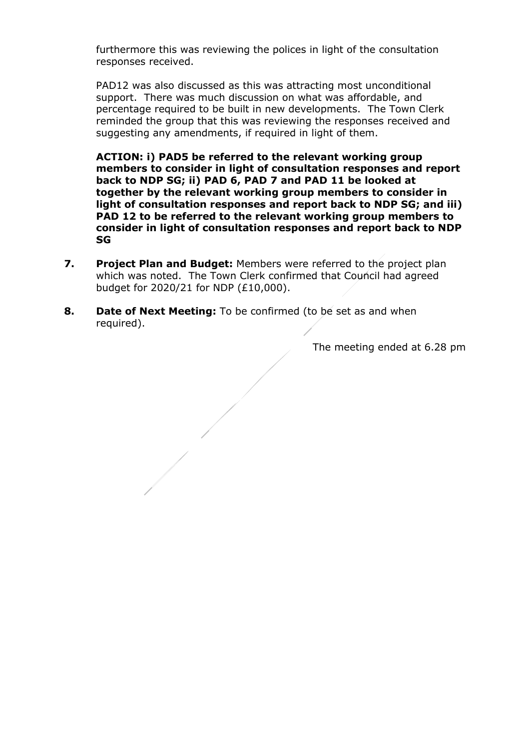furthermore this was reviewing the polices in light of the consultation responses received.

PAD12 was also discussed as this was attracting most unconditional support. There was much discussion on what was affordable, and percentage required to be built in new developments. The Town Clerk reminded the group that this was reviewing the responses received and suggesting any amendments, if required in light of them.

**ACTION: i) PAD5 be referred to the relevant working group members to consider in light of consultation responses and report back to NDP SG; ii) PAD 6, PAD 7 and PAD 11 be looked at together by the relevant working group members to consider in light of consultation responses and report back to NDP SG; and iii) PAD 12 to be referred to the relevant working group members to consider in light of consultation responses and report back to NDP SG**

**7.** **Project Plan and Budget:** Members were referred to the project plan which was noted. The Town Clerk confirmed that Council had agreed budget for 2020/21 for NDP (£10,000).

**8.** **Date of Next Meeting:** To be confirmed (to be set as and when required).

The meeting ended at 6.28 pm